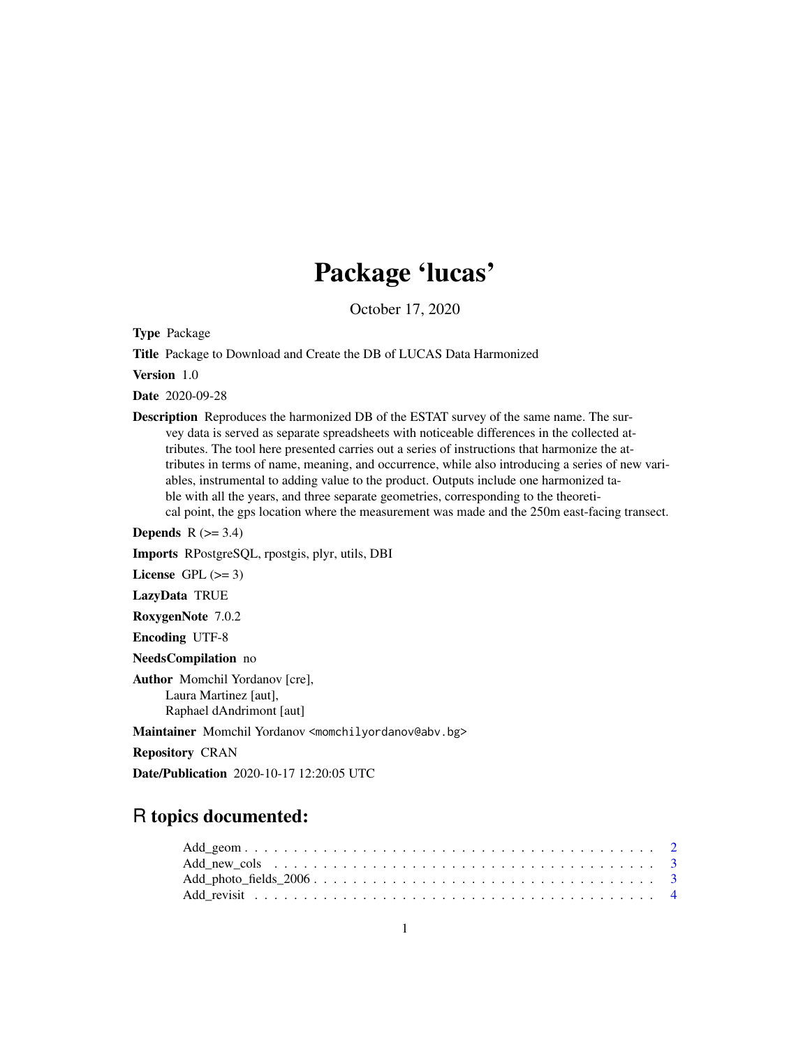# Package 'lucas'

October 17, 2020

**Type** Package

**Title** Package to Download and Create the DB of LUCAS Data Harmonized

**Version** 1.0

**Date** 2020-09-28

**Description** Reproduces the harmonized DB of the ESTAT survey of the same name. The survey data is served as separate spreadsheets with noticeable differences in the collected attributes. The tool here presented carries out a series of instructions that harmonize the attributes in terms of name, meaning, and occurrence, while also introducing a series of new variables, instrumental to adding value to the product. Outputs include one harmonized table with all the years, and three separate geometries, corresponding to the theoretical point, the gps location where the measurement was made and the 250m east-facing transect.

**Depends** R (>= 3.4)

**Imports** RPostgreSQL, rpostgis, plyr, utils, DBI

**License** GPL (>= 3)

**LazyData** TRUE

**RoxygenNote** 7.0.2

**Encoding** UTF-8

**NeedsCompilation** no

**Author** Momchil Yordanov [cre],
Laura Martinez [aut],
Raphael dAndrimont [aut]

**Maintainer** Momchil Yordanov <momchilyordanov@abv.bg>

**Repository** CRAN

**Date/Publication** 2020-10-17 12:20:05 UTC

## R topics documented:

| | |
|---|---|
| Add_geom | 2 |
| Add_new_cols | 3 |
| Add_photo_fields_2006 | 3 |
| Add_revisit | 4 |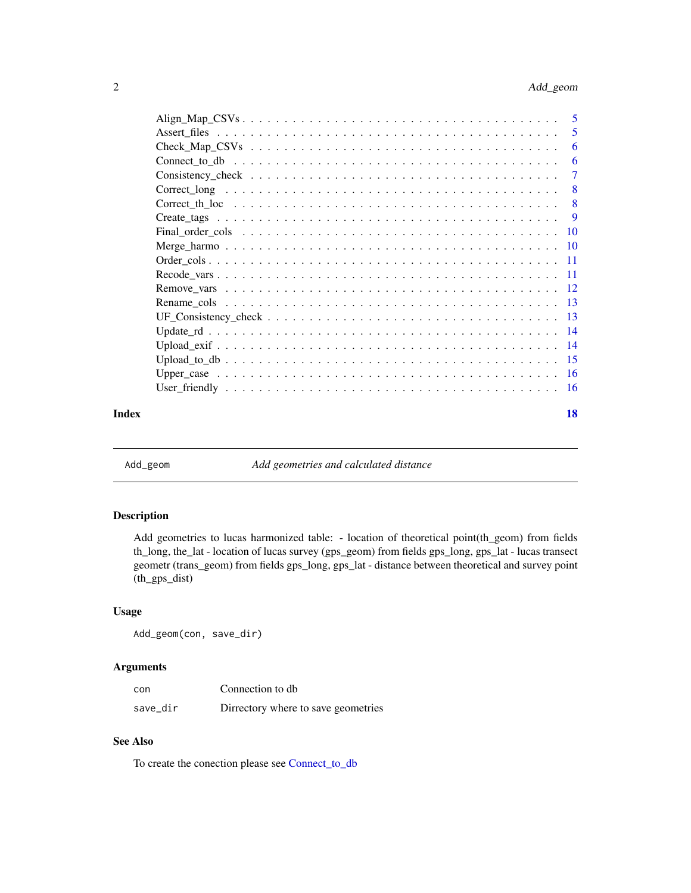Align_Map_CSVs . . . . . . . . . . . . . . . . . . . . . . . . . . . . . . . . . . . . . . 5
Assert_files . . . . . . . . . . . . . . . . . . . . . . . . . . . . . . . . . . . . . . . . 5
Check_Map_CSVs . . . . . . . . . . . . . . . . . . . . . . . . . . . . . . . . . . . . . . 6
Connect_to_db . . . . . . . . . . . . . . . . . . . . . . . . . . . . . . . . . . . . . . . 6
Consistency_check . . . . . . . . . . . . . . . . . . . . . . . . . . . . . . . . . . . . . 7
Correct_long . . . . . . . . . . . . . . . . . . . . . . . . . . . . . . . . . . . . . . . . 8
Correct_th_loc . . . . . . . . . . . . . . . . . . . . . . . . . . . . . . . . . . . . . . . 8
Create_tags . . . . . . . . . . . . . . . . . . . . . . . . . . . . . . . . . . . . . . . . 9
Final_order_cols . . . . . . . . . . . . . . . . . . . . . . . . . . . . . . . . . . . . . . 10
Merge_harmo . . . . . . . . . . . . . . . . . . . . . . . . . . . . . . . . . . . . . . . . 10
Order_cols . . . . . . . . . . . . . . . . . . . . . . . . . . . . . . . . . . . . . . . . . 11
Recode_vars . . . . . . . . . . . . . . . . . . . . . . . . . . . . . . . . . . . . . . . . 11
Remove_vars . . . . . . . . . . . . . . . . . . . . . . . . . . . . . . . . . . . . . . . . 12
Rename_cols . . . . . . . . . . . . . . . . . . . . . . . . . . . . . . . . . . . . . . . . 13
UF_Consistency_check . . . . . . . . . . . . . . . . . . . . . . . . . . . . . . . . . . . 13
Update_rd . . . . . . . . . . . . . . . . . . . . . . . . . . . . . . . . . . . . . . . . . 14
Upload_exif . . . . . . . . . . . . . . . . . . . . . . . . . . . . . . . . . . . . . . . . 14
Upload_to_db . . . . . . . . . . . . . . . . . . . . . . . . . . . . . . . . . . . . . . . . 15
Upper_case . . . . . . . . . . . . . . . . . . . . . . . . . . . . . . . . . . . . . . . . . 16
User_friendly . . . . . . . . . . . . . . . . . . . . . . . . . . . . . . . . . . . . . . . . 16

**Index** **18**

---

`Add_geom` *Add geometries and calculated distance*

---

### Description

Add geometries to lucas harmonized table: - location of theoretical point(th_geom) from fields th_long, the_lat - location of lucas survey (gps_geom) from fields gps_long, gps_lat - lucas transect geometr (trans_geom) from fields gps_long, gps_lat - distance between theoretical and survey point (th_gps_dist)

### Usage

```
Add_geom(con, save_dir)
```

### Arguments

| | |
|---|---|
| `con` | Connection to db |
| `save_dir` | Dirrectory where to save geometries |

### See Also

To create the conection please see Connect_to_db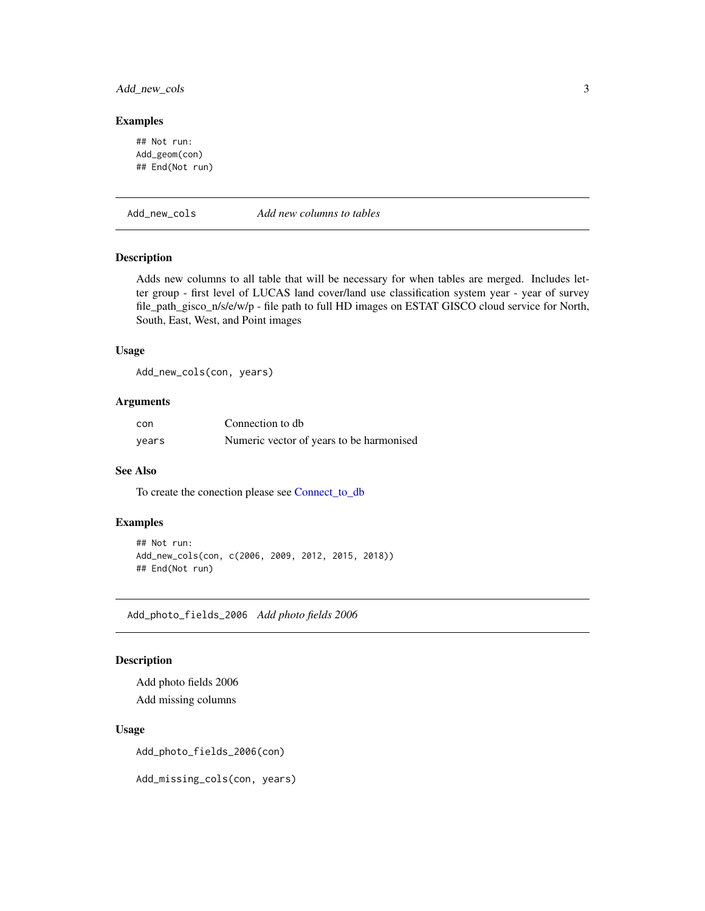### Examples

```
## Not run:
Add_geom(con)
## End(Not run)
```

---

## Add_new_cols *Add new columns to tables*

### Description

Adds new columns to all table that will be necessary for when tables are merged. Includes letter group - first level of LUCAS land cover/land use classification system year - year of survey file_path_gisco_n/s/e/w/p - file path to full HD images on ESTAT GISCO cloud service for North, South, East, West, and Point images

### Usage

```
Add_new_cols(con, years)
```

### Arguments

| | |
|---|---|
| `con` | Connection to db |
| `years` | Numeric vector of years to be harmonised |

### See Also

To create the conection please see Connect_to_db

### Examples

```
## Not run:
Add_new_cols(con, c(2006, 2009, 2012, 2015, 2018))
## End(Not run)
```

---

## Add_photo_fields_2006 *Add photo fields 2006*

### Description

Add photo fields 2006

Add missing columns

### Usage

```
Add_photo_fields_2006(con)

Add_missing_cols(con, years)
```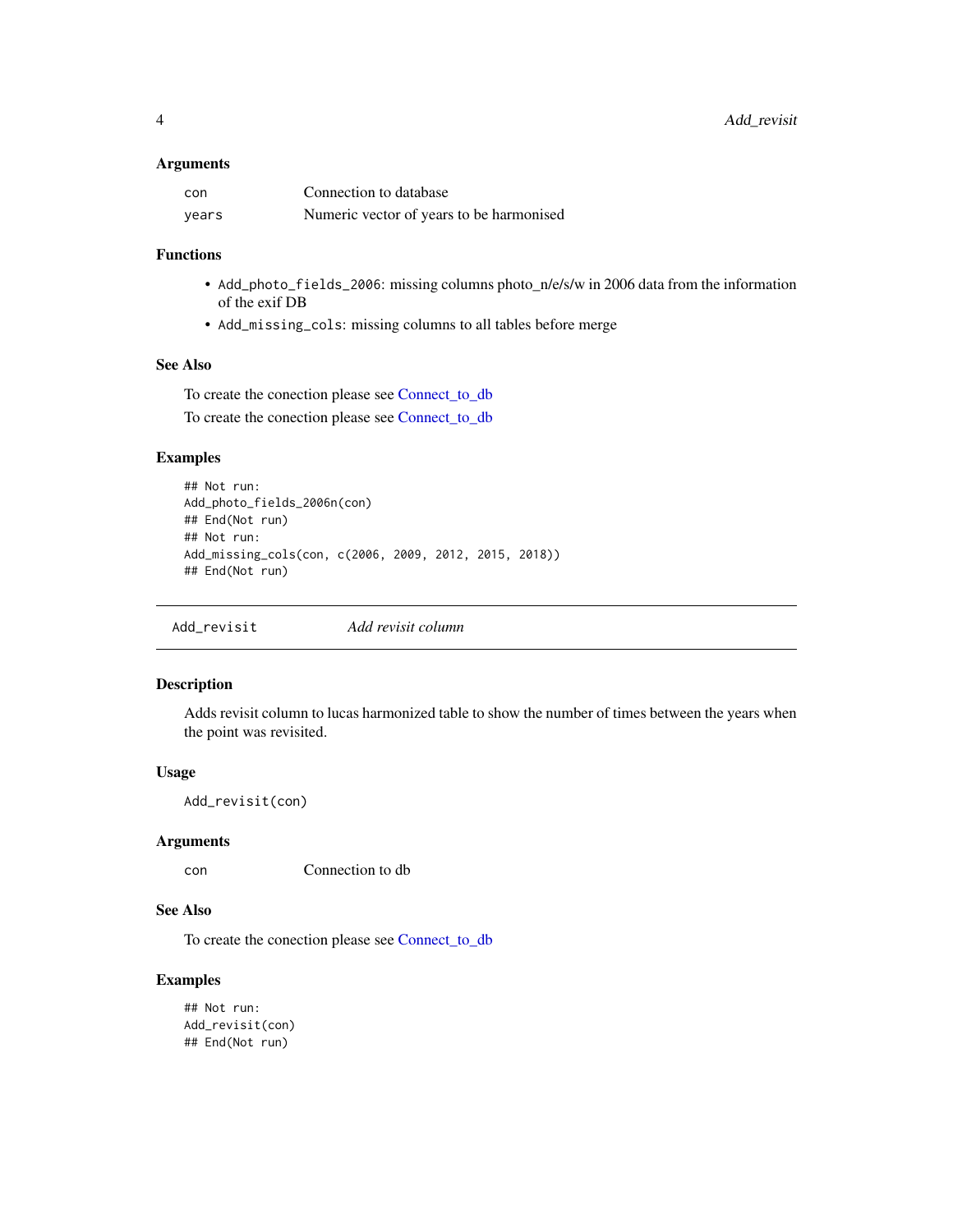### Arguments

| | |
|---|---|
| `con` | Connection to database |
| `years` | Numeric vector of years to be harmonised |

### Functions

- `Add_photo_fields_2006`: missing columns photo_n/e/s/w in 2006 data from the information of the exif DB
- `Add_missing_cols`: missing columns to all tables before merge

### See Also

To create the conection please see Connect_to_db

To create the conection please see Connect_to_db

### Examples

```
## Not run:
Add_photo_fields_2006n(con)
## End(Not run)
## Not run:
Add_missing_cols(con, c(2006, 2009, 2012, 2015, 2018))
## End(Not run)
```

---

## `Add_revisit` *Add revisit column*

---

### Description

Adds revisit column to lucas harmonized table to show the number of times between the years when the point was revisited.

### Usage

```
Add_revisit(con)
```

### Arguments

| | |
|---|---|
| `con` | Connection to db |

### See Also

To create the conection please see Connect_to_db

### Examples

```
## Not run:
Add_revisit(con)
## End(Not run)
```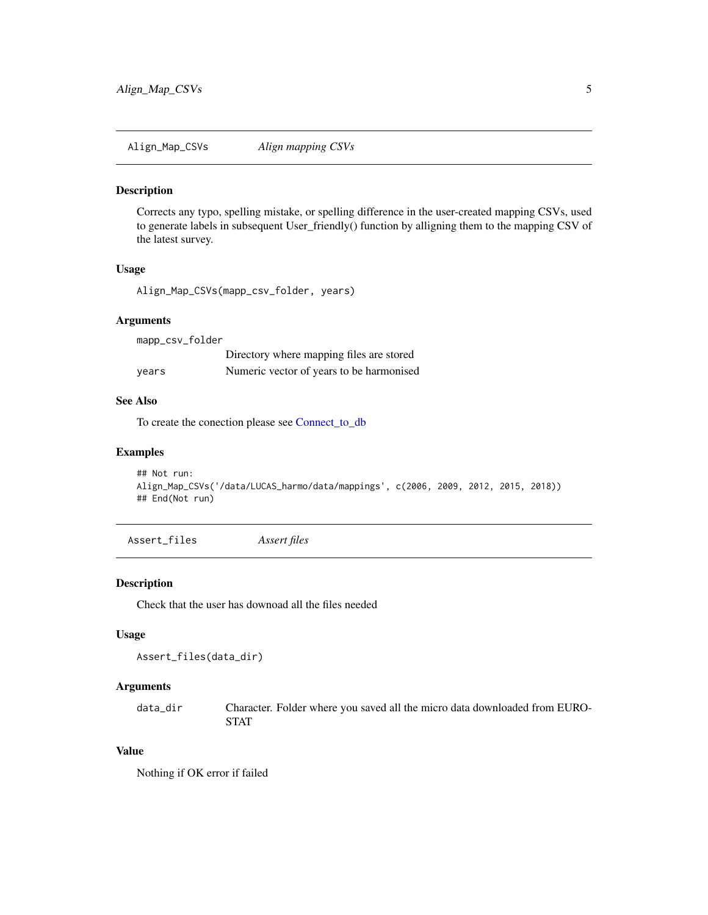## Align_Map_CSVs — *Align mapping CSVs*

### Description

Corrects any typo, spelling mistake, or spelling difference in the user-created mapping CSVs, used to generate labels in subsequent User_friendly() function by alligning them to the mapping CSV of the latest survey.

### Usage

```
Align_Map_CSVs(mapp_csv_folder, years)
```

### Arguments

| | |
|---|---|
| mapp_csv_folder | Directory where mapping files are stored |
| years | Numeric vector of years to be harmonised |

### See Also

To create the conection please see Connect_to_db

### Examples

```
## Not run:
Align_Map_CSVs('/data/LUCAS_harmo/data/mappings', c(2006, 2009, 2012, 2015, 2018))
## End(Not run)
```

## Assert_files — *Assert files*

### Description

Check that the user has downoad all the files needed

### Usage

```
Assert_files(data_dir)
```

### Arguments

| | |
|---|---|
| data_dir | Character. Folder where you saved all the micro data downloaded from EUROSTAT |

### Value

Nothing if OK error if failed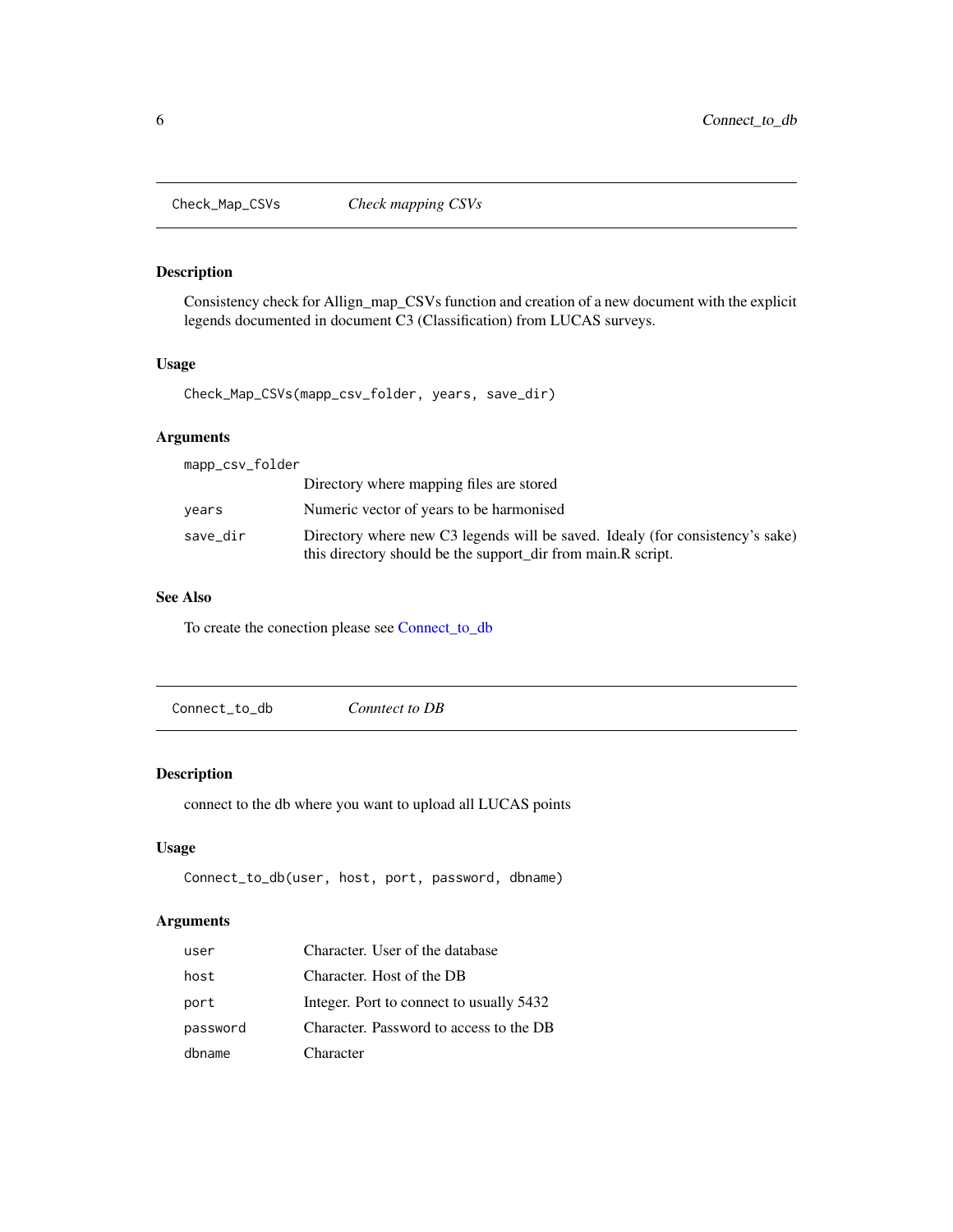## Check_Map_CSVs — *Check mapping CSVs*

### Description

Consistency check for Allign_map_CSVs function and creation of a new document with the explicit legends documented in document C3 (Classification) from LUCAS surveys.

### Usage

```
Check_Map_CSVs(mapp_csv_folder, years, save_dir)
```

### Arguments

| Argument | Description |
| --- | --- |
| mapp_csv_folder | Directory where mapping files are stored |
| years | Numeric vector of years to be harmonised |
| save_dir | Directory where new C3 legends will be saved. Idealy (for consistency's sake) this directory should be the support_dir from main.R script. |

### See Also

To create the conection please see Connect_to_db

## Connect_to_db — *Conntect to DB*

### Description

connect to the db where you want to upload all LUCAS points

### Usage

```
Connect_to_db(user, host, port, password, dbname)
```

### Arguments

| Argument | Description |
| --- | --- |
| user | Character. User of the database |
| host | Character. Host of the DB |
| port | Integer. Port to connect to usually 5432 |
| password | Character. Password to access to the DB |
| dbname | Character |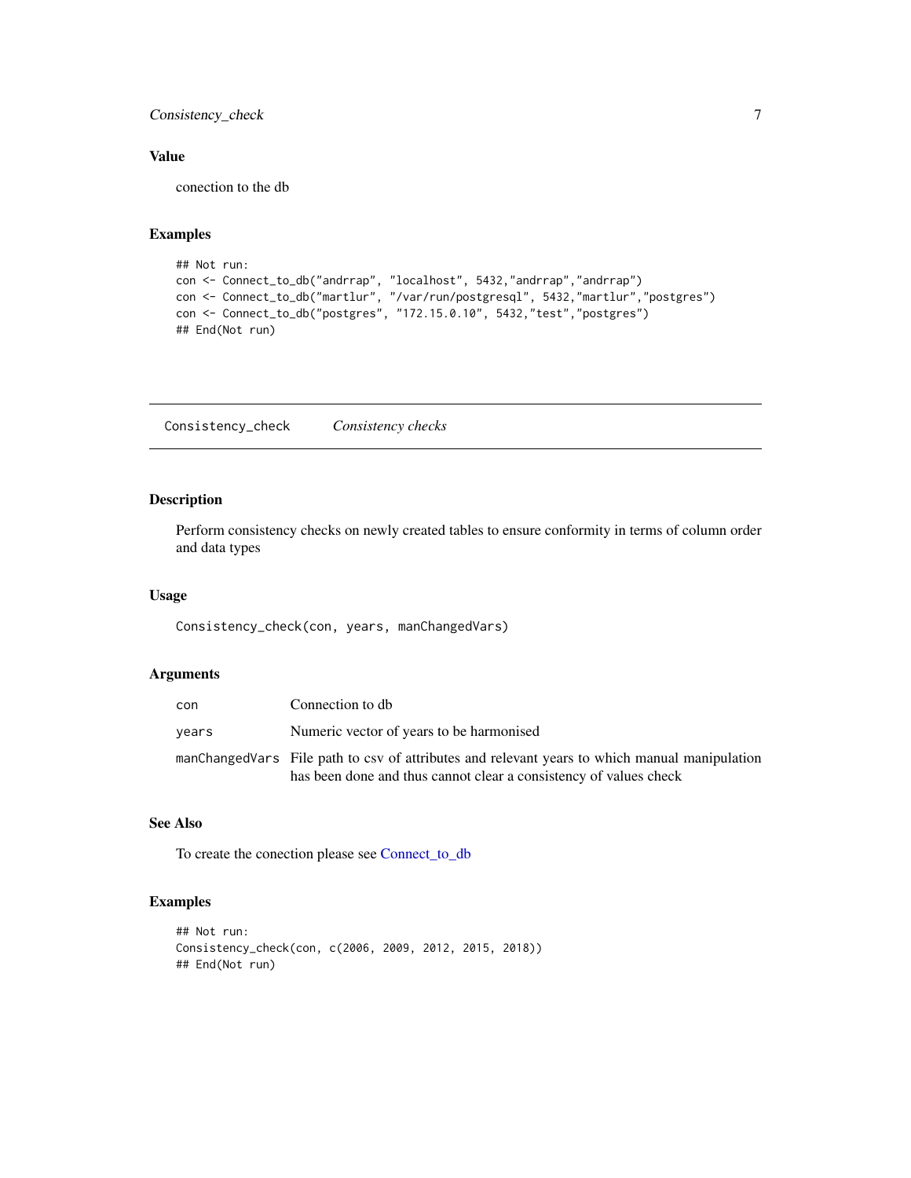### Value

conection to the db

### Examples

```
## Not run:
con <- Connect_to_db("andrrap", "localhost", 5432,"andrrap","andrrap")
con <- Connect_to_db("martlur", "/var/run/postgresql", 5432,"martlur","postgres")
con <- Connect_to_db("postgres", "172.15.0.10", 5432,"test","postgres")
## End(Not run)
```

---

## Consistency_check *Consistency checks*

### Description

Perform consistency checks on newly created tables to ensure conformity in terms of column order and data types

### Usage

```
Consistency_check(con, years, manChangedVars)
```

### Arguments

| | |
|---|---|
| con | Connection to db |
| years | Numeric vector of years to be harmonised |
| manChangedVars | File path to csv of attributes and relevant years to which manual manipulation has been done and thus cannot clear a consistency of values check |

### See Also

To create the conection please see Connect_to_db

### Examples

```
## Not run:
Consistency_check(con, c(2006, 2009, 2012, 2015, 2018))
## End(Not run)
```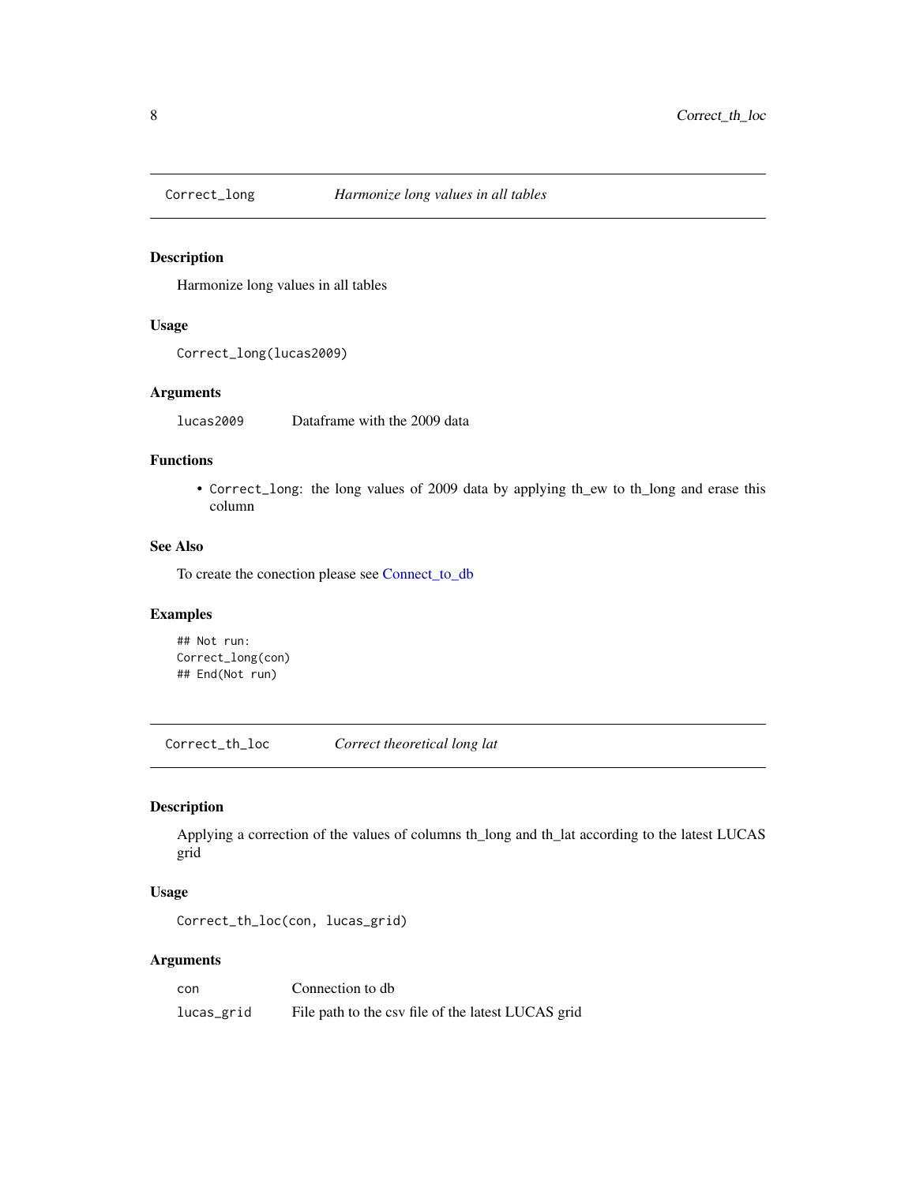## Correct_long    *Harmonize long values in all tables*

### Description

Harmonize long values in all tables

### Usage

```
Correct_long(lucas2009)
```

### Arguments

| | |
|---|---|
| lucas2009 | Dataframe with the 2009 data |

### Functions

- `Correct_long`: the long values of 2009 data by applying th_ew to th_long and erase this column

### See Also

To create the conection please see Connect_to_db

### Examples

```
## Not run:
Correct_long(con)
## End(Not run)
```

## Correct_th_loc    *Correct theoretical long lat*

### Description

Applying a correction of the values of columns th_long and th_lat according to the latest LUCAS grid

### Usage

```
Correct_th_loc(con, lucas_grid)
```

### Arguments

| | |
|---|---|
| con | Connection to db |
| lucas_grid | File path to the csv file of the latest LUCAS grid |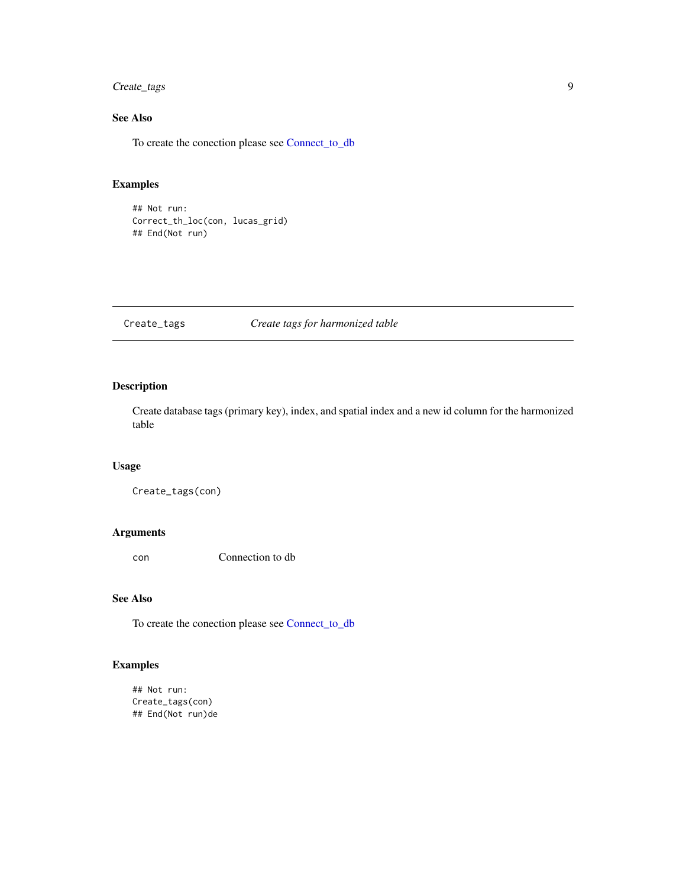## See Also

To create the conection please see Connect_to_db

## Examples

```
## Not run:
Correct_th_loc(con, lucas_grid)
## End(Not run)
```

---

# Create_tags *Create tags for harmonized table*

---

## Description

Create database tags (primary key), index, and spatial index and a new id column for the harmonized table

## Usage

```
Create_tags(con)
```

## Arguments

| | |
|---|---|
| con | Connection to db |

## See Also

To create the conection please see Connect_to_db

## Examples

```
## Not run:
Create_tags(con)
## End(Not run)de
```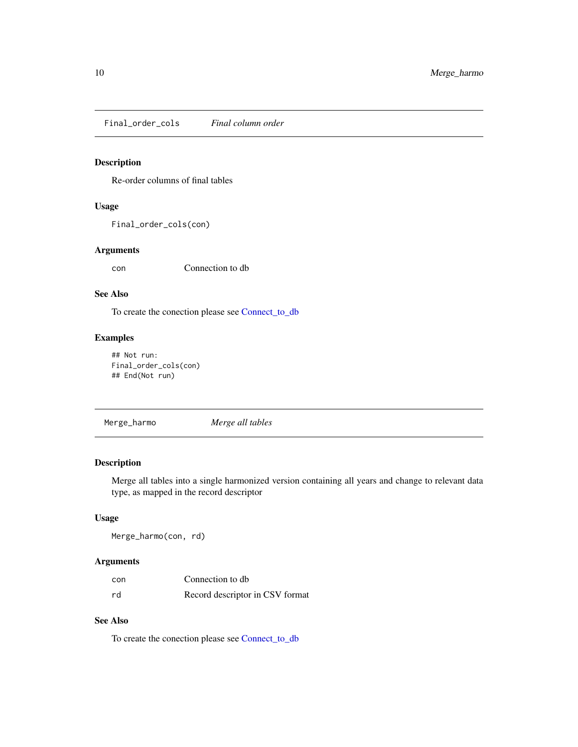## Final_order_cols *Final column order*

### Description

Re-order columns of final tables

### Usage

```
Final_order_cols(con)
```

### Arguments

| | |
|---|---|
| con | Connection to db |

### See Also

To create the conection please see Connect_to_db

### Examples

```
## Not run:
Final_order_cols(con)
## End(Not run)
```

## Merge_harmo *Merge all tables*

### Description

Merge all tables into a single harmonized version containing all years and change to relevant data type, as mapped in the record descriptor

### Usage

```
Merge_harmo(con, rd)
```

### Arguments

| | |
|---|---|
| con | Connection to db |
| rd | Record descriptor in CSV format |

### See Also

To create the conection please see Connect_to_db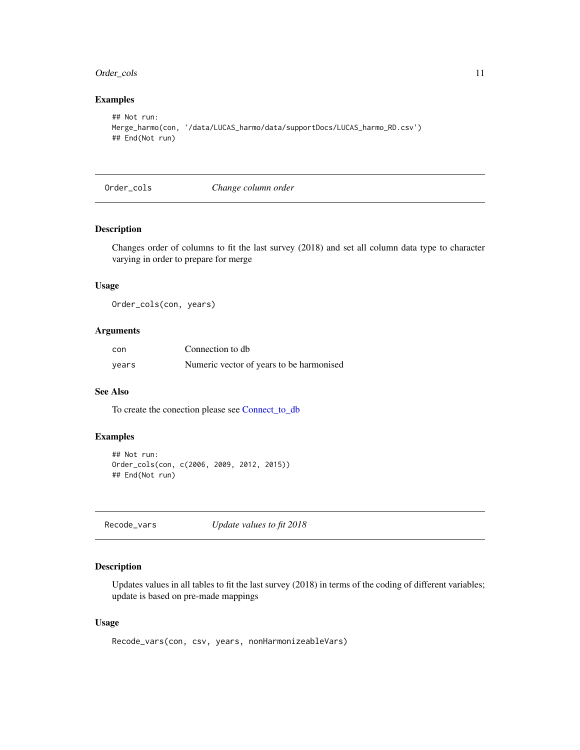### Examples

```
## Not run:
Merge_harmo(con, '/data/LUCAS_harmo/data/supportDocs/LUCAS_harmo_RD.csv')
## End(Not run)
```

---

## Order_cols — *Change column order*

### Description

Changes order of columns to fit the last survey (2018) and set all column data type to character varying in order to prepare for merge

### Usage

```
Order_cols(con, years)
```

### Arguments

| | |
|---|---|
| con | Connection to db |
| years | Numeric vector of years to be harmonised |

### See Also

To create the conection please see Connect_to_db

### Examples

```
## Not run:
Order_cols(con, c(2006, 2009, 2012, 2015))
## End(Not run)
```

---

## Recode_vars — *Update values to fit 2018*

### Description

Updates values in all tables to fit the last survey (2018) in terms of the coding of different variables; update is based on pre-made mappings

### Usage

```
Recode_vars(con, csv, years, nonHarmonizeableVars)
```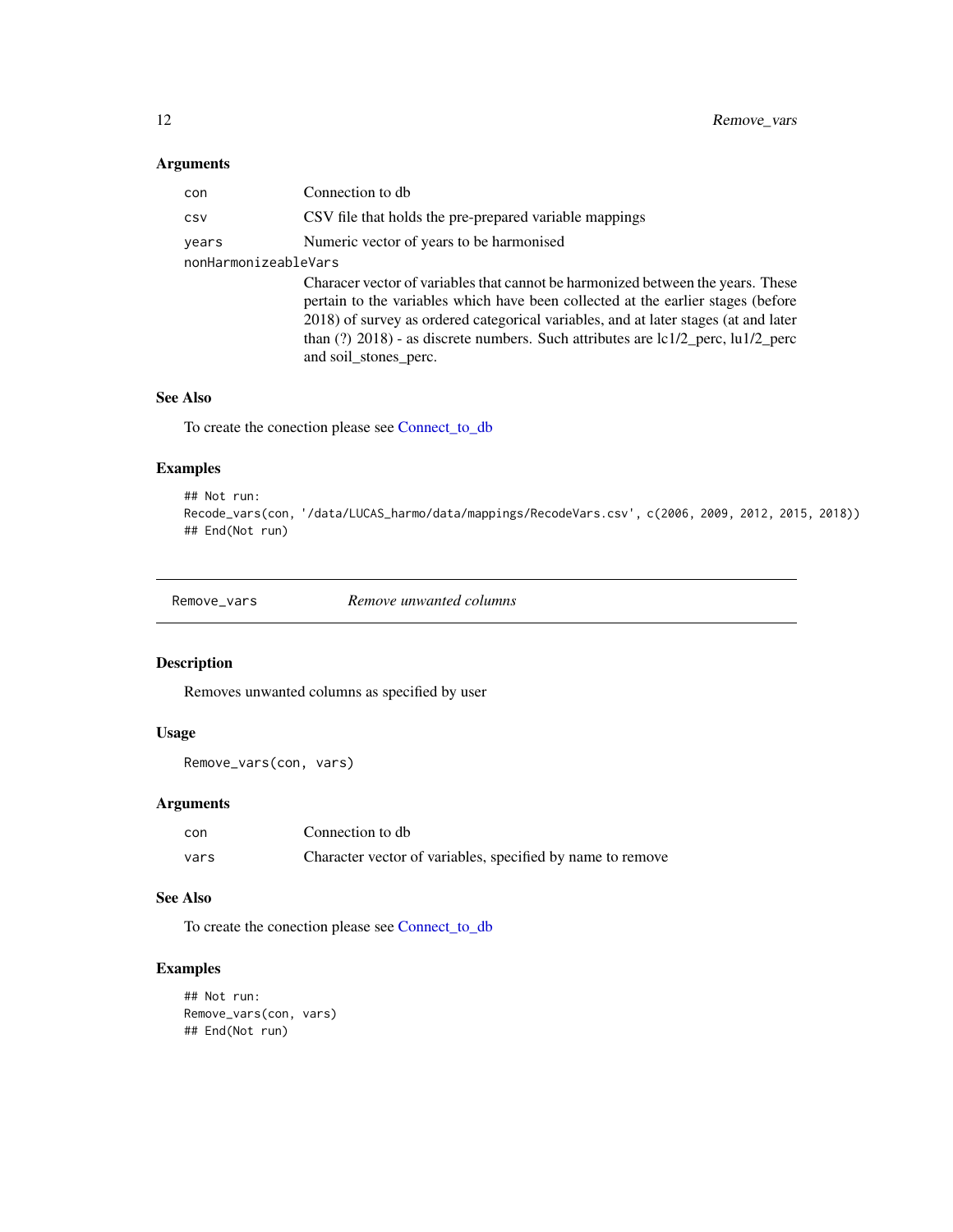### Arguments

| | |
|---|---|
| `con` | Connection to db |
| `csv` | CSV file that holds the pre-prepared variable mappings |
| `years` | Numeric vector of years to be harmonised |
| `nonHarmonizeableVars` | Characer vector of variables that cannot be harmonized between the years. These pertain to the variables which have been collected at the earlier stages (before 2018) of survey as ordered categorical variables, and at later stages (at and later than (?) 2018) - as discrete numbers. Such attributes are lc1/2_perc, lu1/2_perc and soil_stones_perc. |

### See Also

To create the conection please see Connect_to_db

### Examples

```
## Not run:
Recode_vars(con, '/data/LUCAS_harmo/data/mappings/RecodeVars.csv', c(2006, 2009, 2012, 2015, 2018))
## End(Not run)
```

---

## Remove_vars — *Remove unwanted columns*

### Description

Removes unwanted columns as specified by user

### Usage

```
Remove_vars(con, vars)
```

### Arguments

| | |
|---|---|
| `con` | Connection to db |
| `vars` | Character vector of variables, specified by name to remove |

### See Also

To create the conection please see Connect_to_db

### Examples

```
## Not run:
Remove_vars(con, vars)
## End(Not run)
```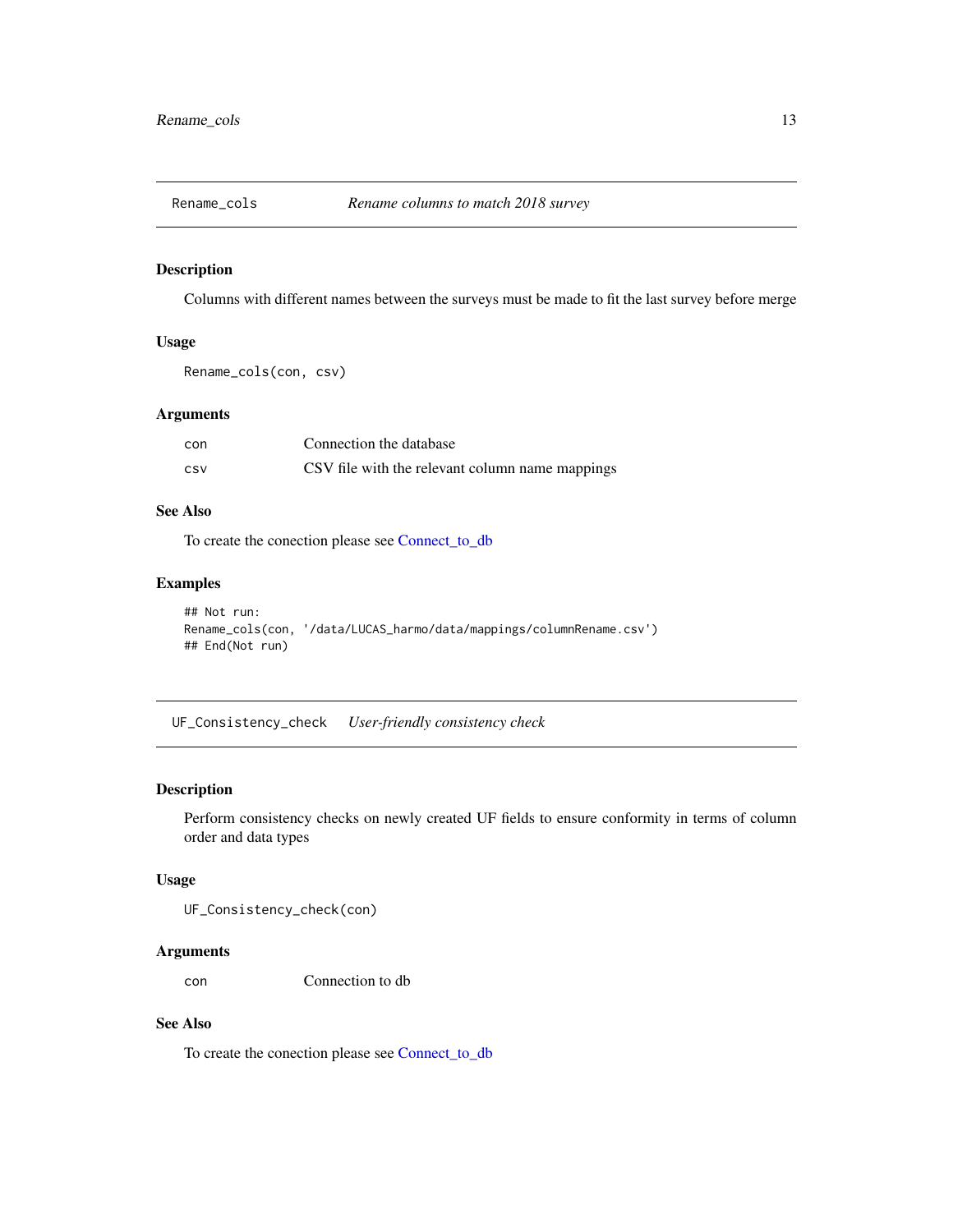## Rename_cols — *Rename columns to match 2018 survey*

### Description

Columns with different names between the surveys must be made to fit the last survey before merge

### Usage

```
Rename_cols(con, csv)
```

### Arguments

| | |
|---|---|
| con | Connection the database |
| csv | CSV file with the relevant column name mappings |

### See Also

To create the conection please see Connect_to_db

### Examples

```
## Not run:
Rename_cols(con, '/data/LUCAS_harmo/data/mappings/columnRename.csv')
## End(Not run)
```

## UF_Consistency_check — *User-friendly consistency check*

### Description

Perform consistency checks on newly created UF fields to ensure conformity in terms of column order and data types

### Usage

```
UF_Consistency_check(con)
```

### Arguments

| | |
|---|---|
| con | Connection to db |

### See Also

To create the conection please see Connect_to_db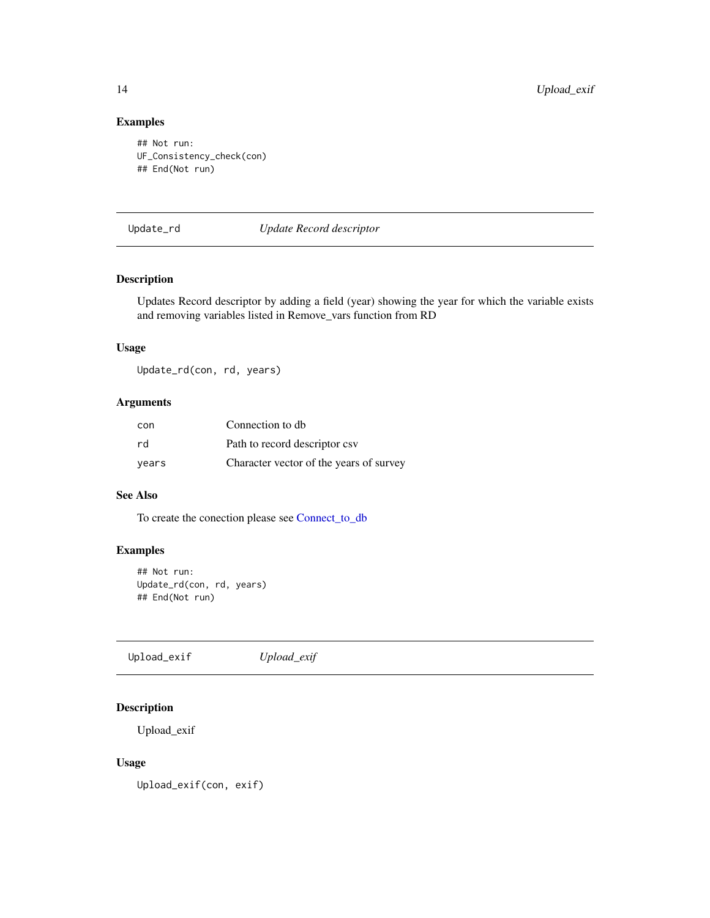### Examples

```
## Not run:
UF_Consistency_check(con)
## End(Not run)
```

---

## Update_rd — *Update Record descriptor*

### Description

Updates Record descriptor by adding a field (year) showing the year for which the variable exists and removing variables listed in Remove_vars function from RD

### Usage

```
Update_rd(con, rd, years)
```

### Arguments

| | |
|---|---|
| con | Connection to db |
| rd | Path to record descriptor csv |
| years | Character vector of the years of survey |

### See Also

To create the conection please see Connect_to_db

### Examples

```
## Not run:
Update_rd(con, rd, years)
## End(Not run)
```

---

## Upload_exif — *Upload_exif*

### Description

Upload_exif

### Usage

```
Upload_exif(con, exif)
```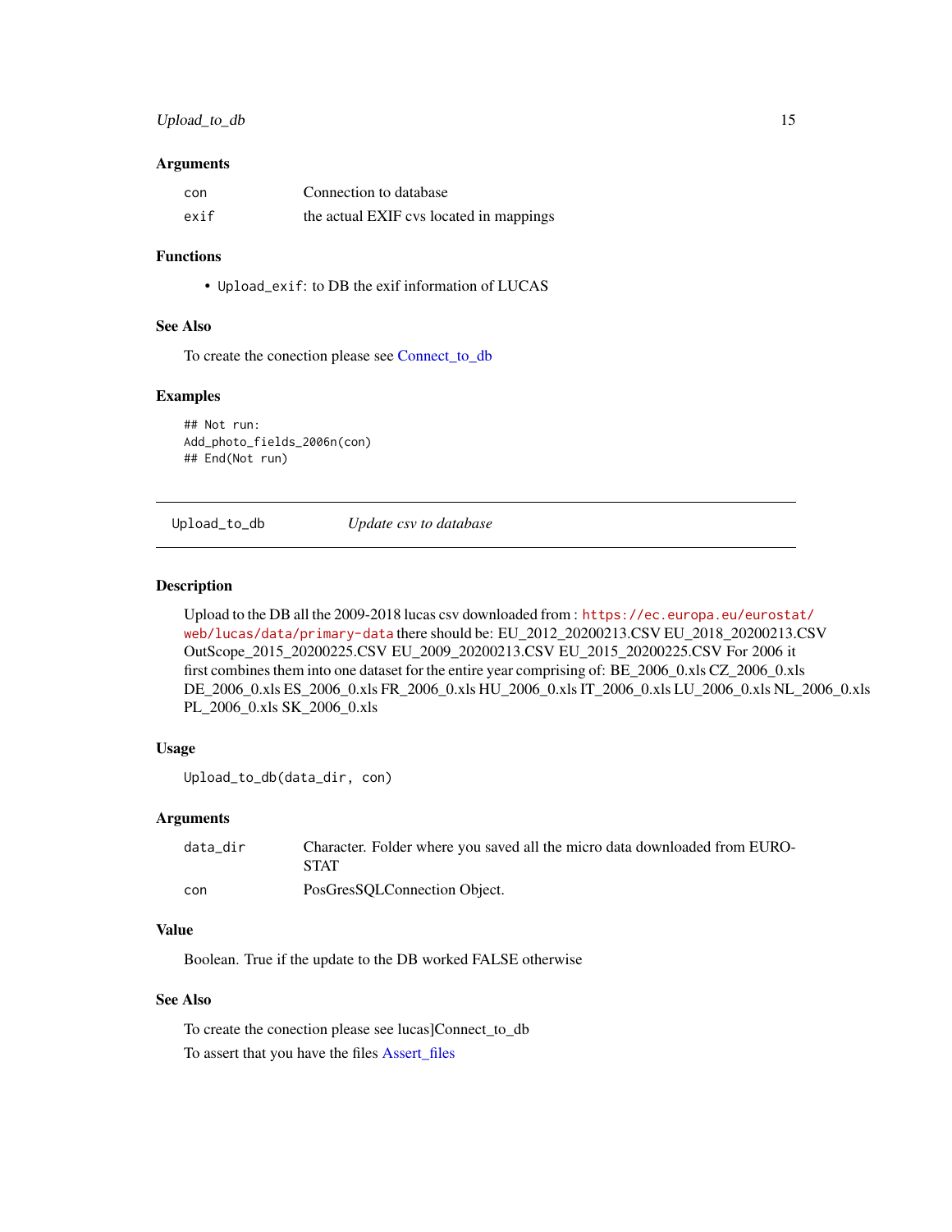### Arguments

| | |
|---|---|
| `con` | Connection to database |
| `exif` | the actual EXIF cvs located in mappings |

### Functions

- `Upload_exif`: to DB the exif information of LUCAS

### See Also

To create the conection please see Connect_to_db

### Examples

```
## Not run:
Add_photo_fields_2006n(con)
## End(Not run)
```

---

## Upload_to_db &nbsp;&nbsp;&nbsp;&nbsp; *Update csv to database*

---

### Description

Upload to the DB all the 2009-2018 lucas csv downloaded from : https://ec.europa.eu/eurostat/web/lucas/data/primary-data there should be: EU_2012_20200213.CSV EU_2018_20200213.CSV OutScope_2015_20200225.CSV EU_2009_20200213.CSV EU_2015_20200225.CSV For 2006 it first combines them into one dataset for the entire year comprising of: BE_2006_0.xls CZ_2006_0.xls DE_2006_0.xls ES_2006_0.xls FR_2006_0.xls HU_2006_0.xls IT_2006_0.xls LU_2006_0.xls NL_2006_0.xls PL_2006_0.xls SK_2006_0.xls

### Usage

```
Upload_to_db(data_dir, con)
```

### Arguments

| | |
|---|---|
| `data_dir` | Character. Folder where you saved all the micro data downloaded from EUROSTAT |
| `con` | PosGresSQLConnection Object. |

### Value

Boolean. True if the update to the DB worked FALSE otherwise

### See Also

To create the conection please see lucas]Connect_to_db

To assert that you have the files Assert_files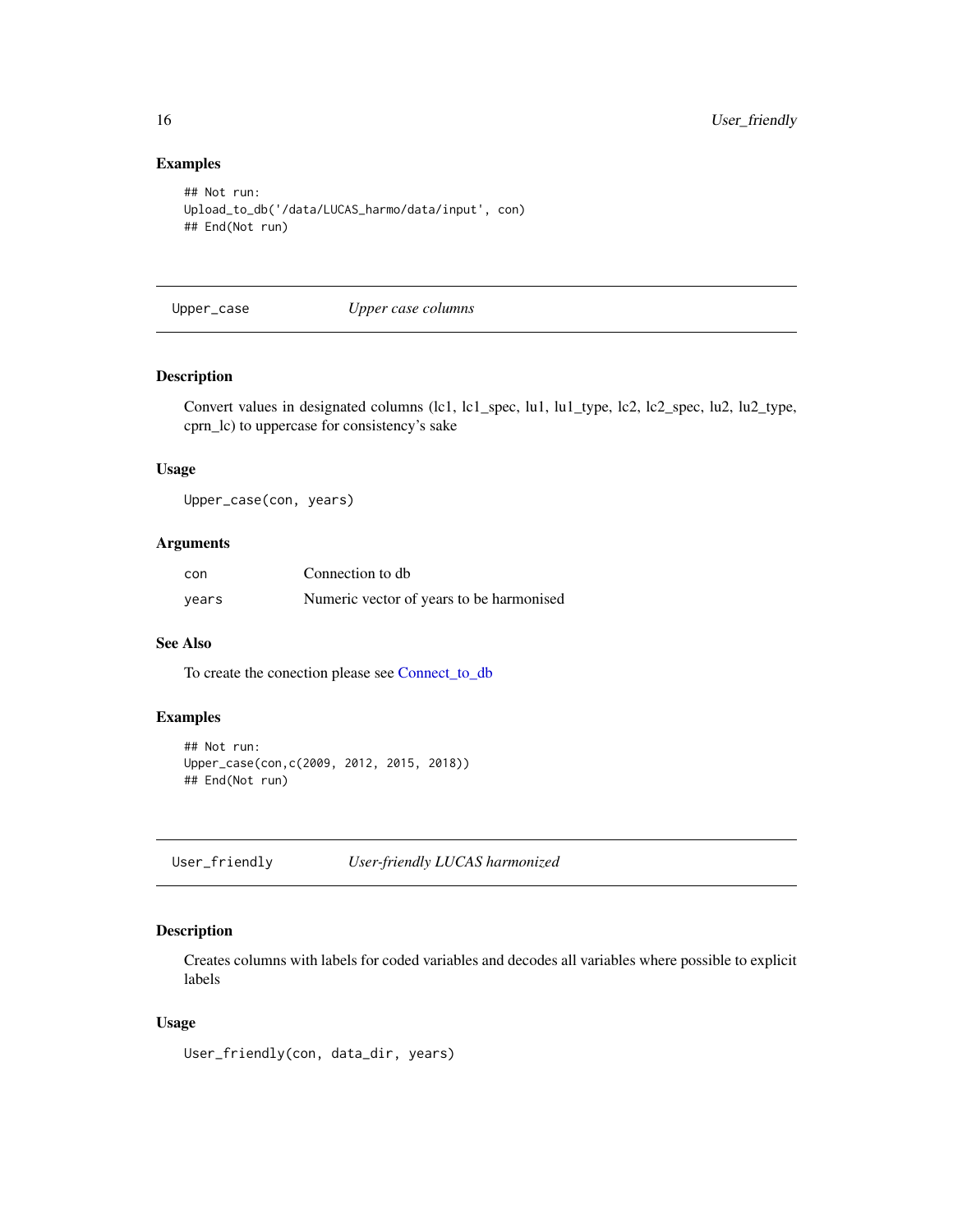### Examples

```
## Not run:
Upload_to_db('/data/LUCAS_harmo/data/input', con)
## End(Not run)
```

## Upper_case *Upper case columns*

### Description

Convert values in designated columns (lc1, lc1_spec, lu1, lu1_type, lc2, lc2_spec, lu2, lu2_type, cprn_lc) to uppercase for consistency's sake

### Usage

```
Upper_case(con, years)
```

### Arguments

| | |
|---|---|
| con | Connection to db |
| years | Numeric vector of years to be harmonised |

### See Also

To create the conection please see Connect_to_db

### Examples

```
## Not run:
Upper_case(con,c(2009, 2012, 2015, 2018))
## End(Not run)
```

## User_friendly *User-friendly LUCAS harmonized*

### Description

Creates columns with labels for coded variables and decodes all variables where possible to explicit labels

### Usage

```
User_friendly(con, data_dir, years)
```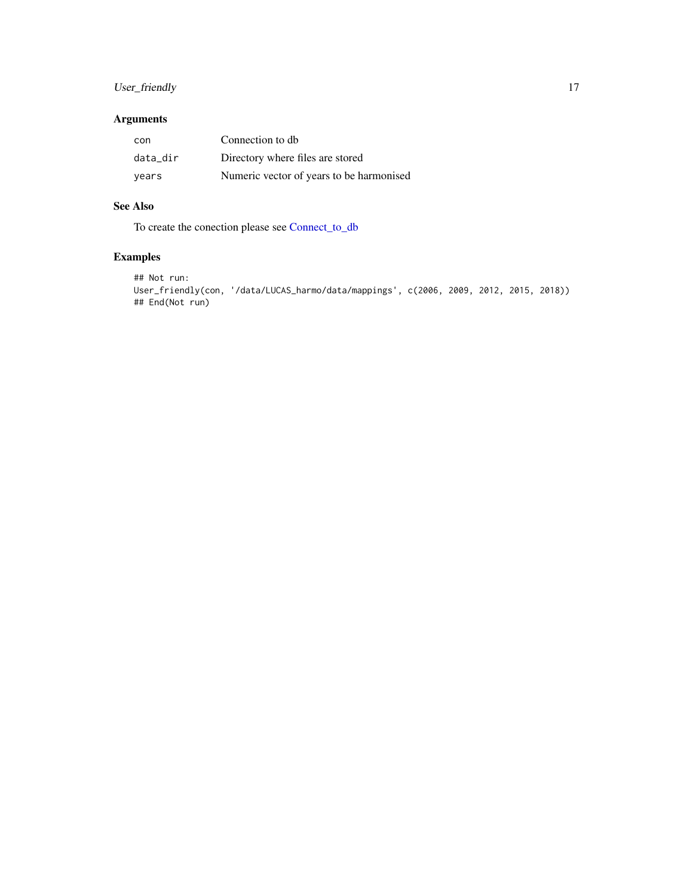## Arguments

| | |
|---|---|
| `con` | Connection to db |
| `data_dir` | Directory where files are stored |
| `years` | Numeric vector of years to be harmonised |

## See Also

To create the conection please see Connect_to_db

## Examples

```
## Not run:
User_friendly(con, '/data/LUCAS_harmo/data/mappings', c(2006, 2009, 2012, 2015, 2018))
## End(Not run)
```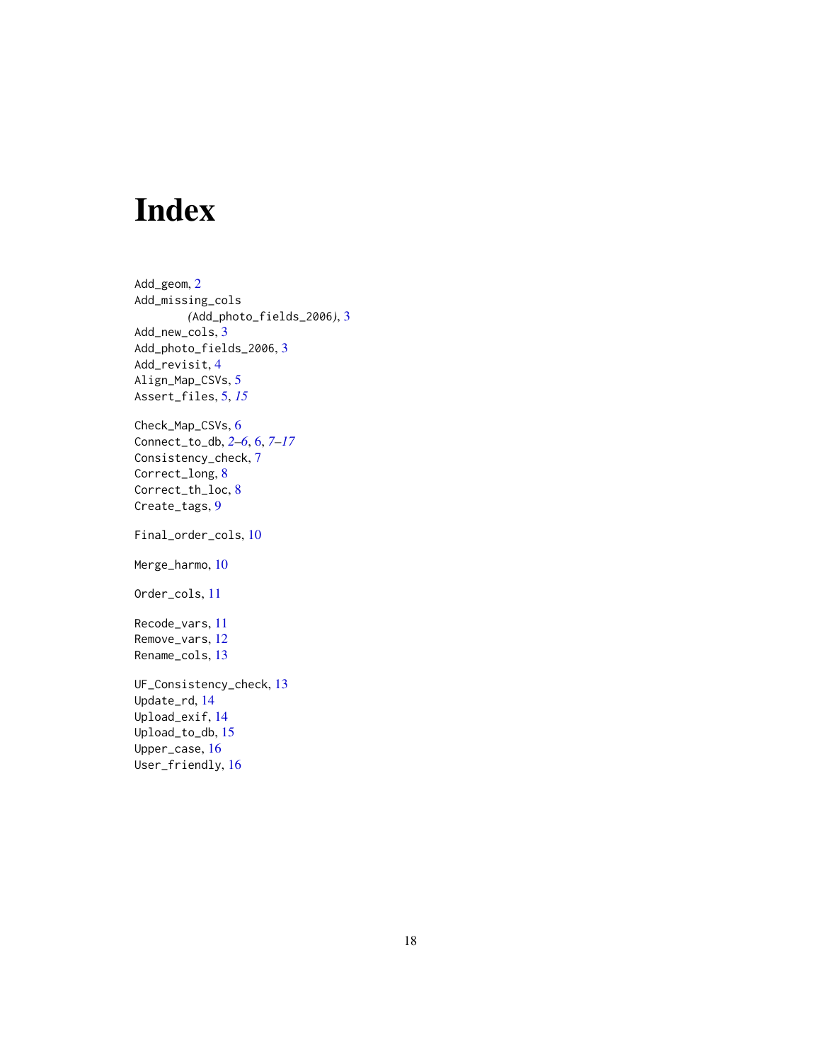# Index

Add_geom, 2
Add_missing_cols
        (Add_photo_fields_2006), 3
Add_new_cols, 3
Add_photo_fields_2006, 3
Add_revisit, 4
Align_Map_CSVs, 5
Assert_files, 5, *15*

Check_Map_CSVs, 6
Connect_to_db, *2–6*, 6, *7–17*
Consistency_check, 7
Correct_long, 8
Correct_th_loc, 8
Create_tags, 9

Final_order_cols, 10

Merge_harmo, 10

Order_cols, 11

Recode_vars, 11
Remove_vars, 12
Rename_cols, 13

UF_Consistency_check, 13
Update_rd, 14
Upload_exif, 14
Upload_to_db, 15
Upper_case, 16
User_friendly, 16